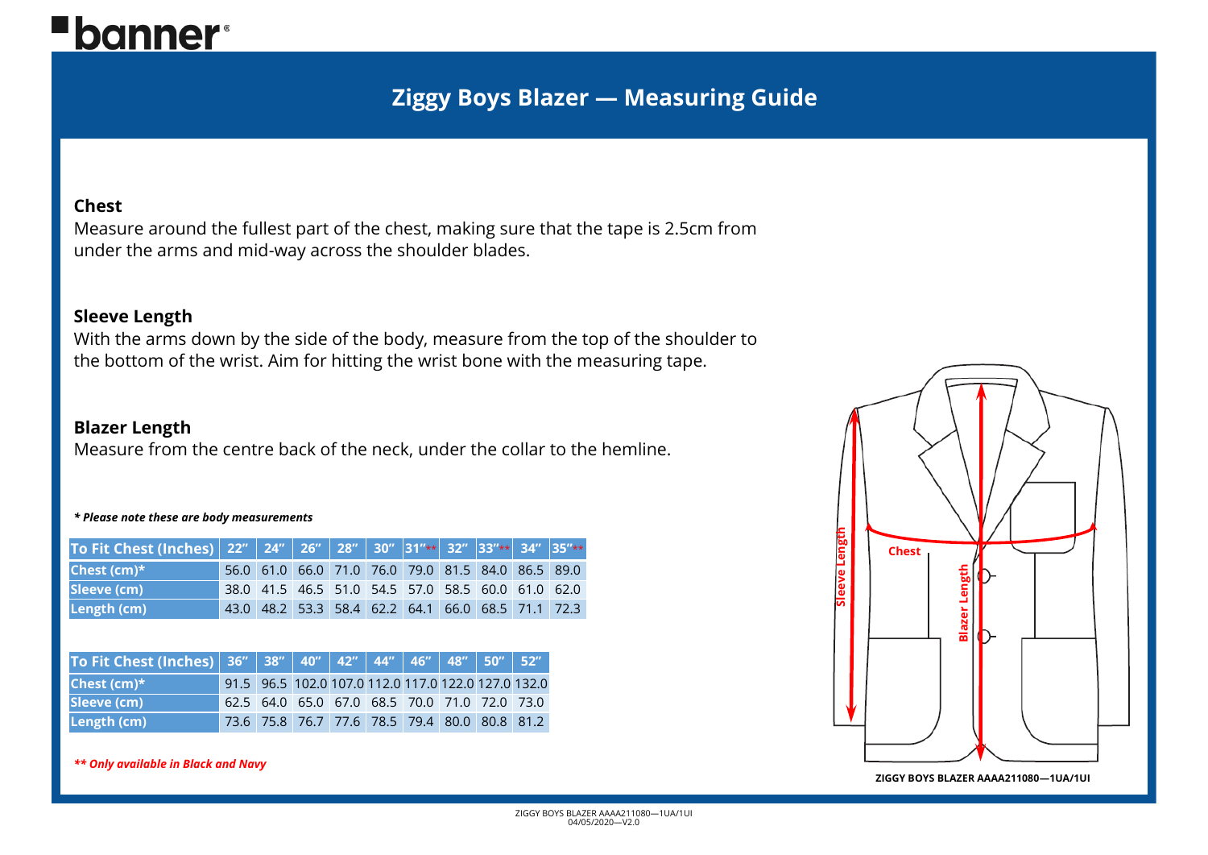# banner®

## Ziggy Boys Blazer — Measuring Guide

### Chest

Measure around the fullest part of the chest, making sure that the tape is 2.5cm from under the arms and mid-way across the shoulder blades.

### Sleeve Length

With the arms down by the side of the body, measure from the top of the shoulder to the bottom of the wrist. Aim for hitting the wrist bone with the measuring tape.

### Blazer Length

Measure from the centre back of the neck, under the collar to the hemline.

***\* Please note these are body measurements***

| To Fit Chest (Inches) | 22" | 24" | 26" | 28" | 30" | 31"** | 32" | 33"** | 34" | 35"** |
|---|---|---|---|---|---|---|---|---|---|---|
| Chest (cm)* | 56.0 | 61.0 | 66.0 | 71.0 | 76.0 | 79.0 | 81.5 | 84.0 | 86.5 | 89.0 |
| Sleeve (cm) | 38.0 | 41.5 | 46.5 | 51.0 | 54.5 | 57.0 | 58.5 | 60.0 | 61.0 | 62.0 |
| Length (cm) | 43.0 | 48.2 | 53.3 | 58.4 | 62.2 | 64.1 | 66.0 | 68.5 | 71.1 | 72.3 |

| To Fit Chest (Inches) | 36" | 38" | 40" | 42" | 44" | 46" | 48" | 50" | 52" |
|---|---|---|---|---|---|---|---|---|---|
| Chest (cm)* | 91.5 | 96.5 | 102.0 | 107.0 | 112.0 | 117.0 | 122.0 | 127.0 | 132.0 |
| Sleeve (cm) | 62.5 | 64.0 | 65.0 | 67.0 | 68.5 | 70.0 | 71.0 | 72.0 | 73.0 |
| Length (cm) | 73.6 | 75.8 | 76.7 | 77.6 | 78.5 | 79.4 | 80.0 | 80.8 | 81.2 |

***\*\* Only available in Black and Navy***

Sleeve Length | Chest | Blazer Length

**ZIGGY BOYS BLAZER AAAA211080—1UA/1UI**

ZIGGY BOYS BLAZER AAAA211080—1UA/1UI
04/05/2020—V2.0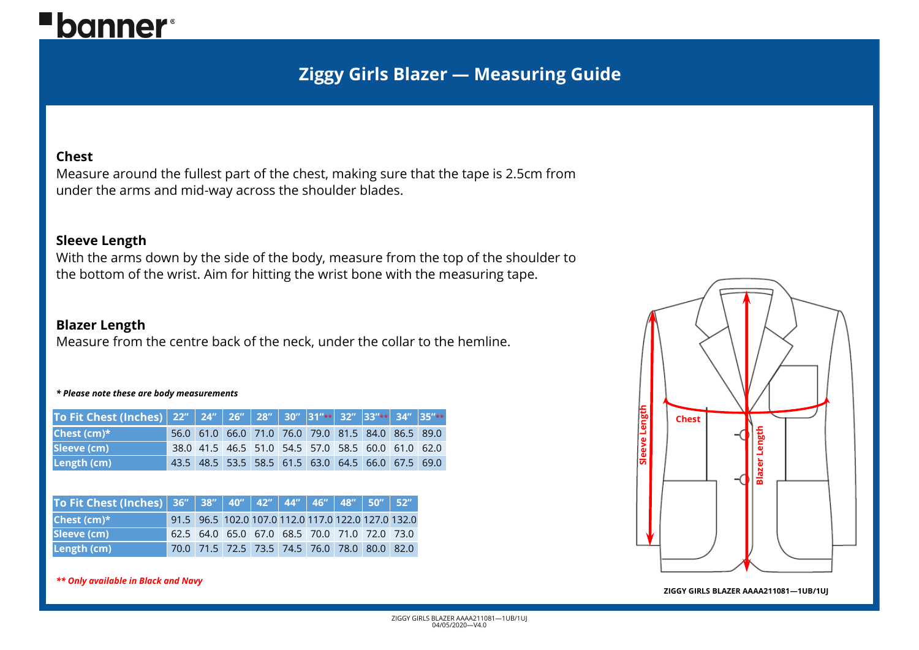# banner

## Ziggy Girls Blazer — Measuring Guide

### Chest

Measure around the fullest part of the chest, making sure that the tape is 2.5cm from under the arms and mid-way across the shoulder blades.

### Sleeve Length

With the arms down by the side of the body, measure from the top of the shoulder to the bottom of the wrist. Aim for hitting the wrist bone with the measuring tape.

### Blazer Length

Measure from the centre back of the neck, under the collar to the hemline.

***\* Please note these are body measurements***

| To Fit Chest (Inches) | 22" | 24" | 26" | 28" | 30" | 31"** | 32" | 33"** | 34" | 35"** |
|---|---|---|---|---|---|---|---|---|---|---|
| Chest (cm)* | 56.0 | 61.0 | 66.0 | 71.0 | 76.0 | 79.0 | 81.5 | 84.0 | 86.5 | 89.0 |
| Sleeve (cm) | 38.0 | 41.5 | 46.5 | 51.0 | 54.5 | 57.0 | 58.5 | 60.0 | 61.0 | 62.0 |
| Length (cm) | 43.5 | 48.5 | 53.5 | 58.5 | 61.5 | 63.0 | 64.5 | 66.0 | 67.5 | 69.0 |

| To Fit Chest (Inches) | 36" | 38" | 40" | 42" | 44" | 46" | 48" | 50" | 52" |
|---|---|---|---|---|---|---|---|---|---|
| Chest (cm)* | 91.5 | 96.5 | 102.0 | 107.0 | 112.0 | 117.0 | 122.0 | 127.0 | 132.0 |
| Sleeve (cm) | 62.5 | 64.0 | 65.0 | 67.0 | 68.5 | 70.0 | 71.0 | 72.0 | 73.0 |
| Length (cm) | 70.0 | 71.5 | 72.5 | 73.5 | 74.5 | 76.0 | 78.0 | 80.0 | 82.0 |

***\*\* Only available in Black and Navy***

Sleeve Length

Chest

Blazer Length

**ZIGGY GIRLS BLAZER AAAA211081—1UB/1UJ**

ZIGGY GIRLS BLAZER AAAA211081—1UB/1UJ
04/05/2020—V4.0